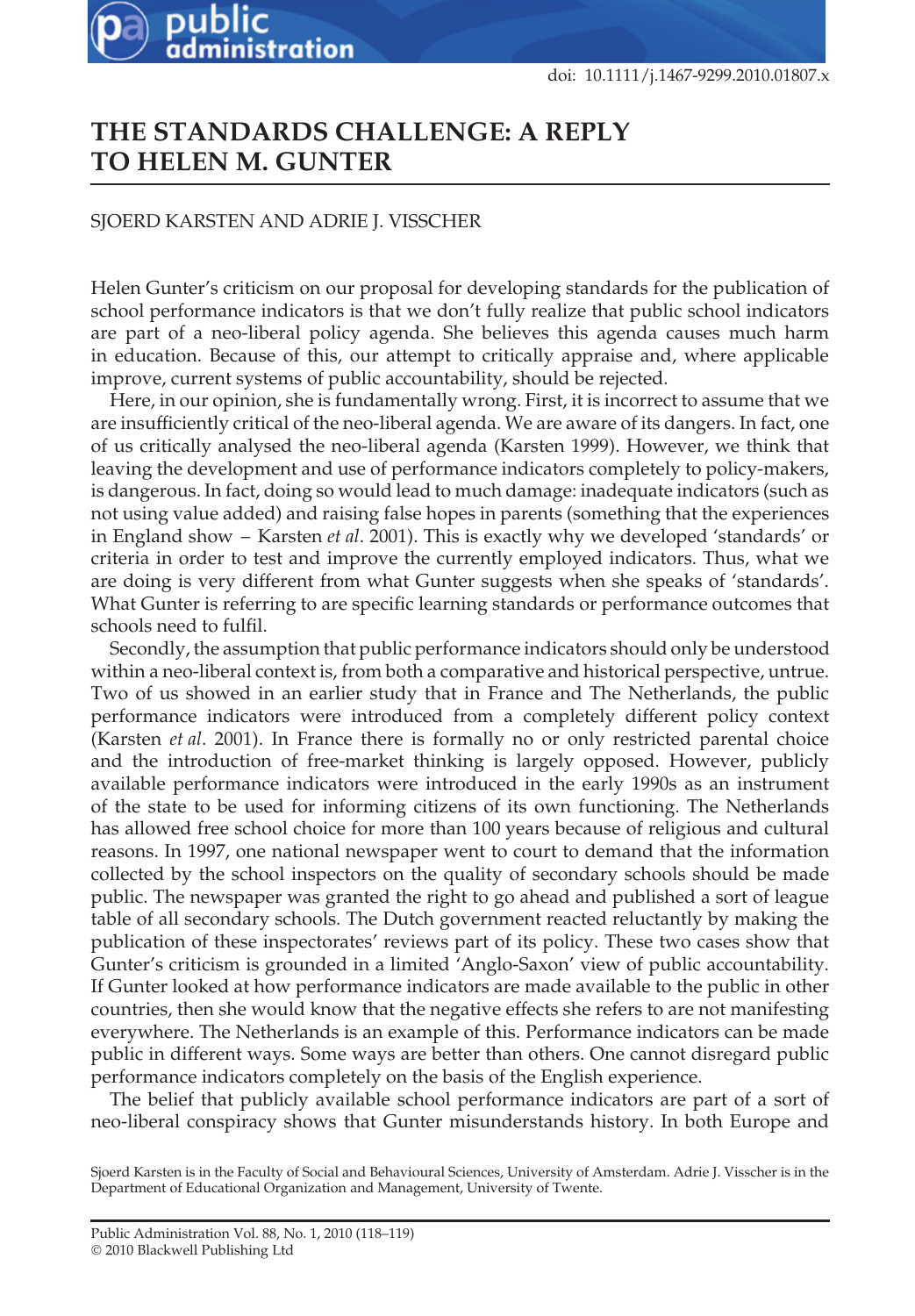# THE STANDARDS CHALLENGE: A REPLY TO HELEN M. GUNTER

SJOERD KARSTEN AND ADRIE J. VISSCHER

Helen Gunter's criticism on our proposal for developing standards for the publication of school performance indicators is that we don't fully realize that public school indicators are part of a neo-liberal policy agenda. She believes this agenda causes much harm in education. Because of this, our attempt to critically appraise and, where applicable improve, current systems of public accountability, should be rejected.

Here, in our opinion, she is fundamentally wrong. First, it is incorrect to assume that we are insufficiently critical of the neo-liberal agenda. We are aware of its dangers. In fact, one of us critically analysed the neo-liberal agenda (Karsten 1999). However, we think that leaving the development and use of performance indicators completely to policy-makers, is dangerous. In fact, doing so would lead to much damage: inadequate indicators (such as not using value added) and raising false hopes in parents (something that the experiences in England show – Karsten *et al*. 2001). This is exactly why we developed 'standards' or criteria in order to test and improve the currently employed indicators. Thus, what we are doing is very different from what Gunter suggests when she speaks of 'standards'. What Gunter is referring to are specific learning standards or performance outcomes that schools need to fulfil.

Secondly, the assumption that public performance indicators should only be understood within a neo-liberal context is, from both a comparative and historical perspective, untrue. Two of us showed in an earlier study that in France and The Netherlands, the public performance indicators were introduced from a completely different policy context (Karsten *et al*. 2001). In France there is formally no or only restricted parental choice and the introduction of free-market thinking is largely opposed. However, publicly available performance indicators were introduced in the early 1990s as an instrument of the state to be used for informing citizens of its own functioning. The Netherlands has allowed free school choice for more than 100 years because of religious and cultural reasons. In 1997, one national newspaper went to court to demand that the information collected by the school inspectors on the quality of secondary schools should be made public. The newspaper was granted the right to go ahead and published a sort of league table of all secondary schools. The Dutch government reacted reluctantly by making the publication of these inspectorates' reviews part of its policy. These two cases show that Gunter's criticism is grounded in a limited 'Anglo-Saxon' view of public accountability. If Gunter looked at how performance indicators are made available to the public in other countries, then she would know that the negative effects she refers to are not manifesting everywhere. The Netherlands is an example of this. Performance indicators can be made public in different ways. Some ways are better than others. One cannot disregard public performance indicators completely on the basis of the English experience.

The belief that publicly available school performance indicators are part of a sort of neo-liberal conspiracy shows that Gunter misunderstands history. In both Europe and

Sjoerd Karsten is in the Faculty of Social and Behavioural Sciences, University of Amsterdam. Adrie J. Visscher is in the Department of Educational Organization and Management, University of Twente.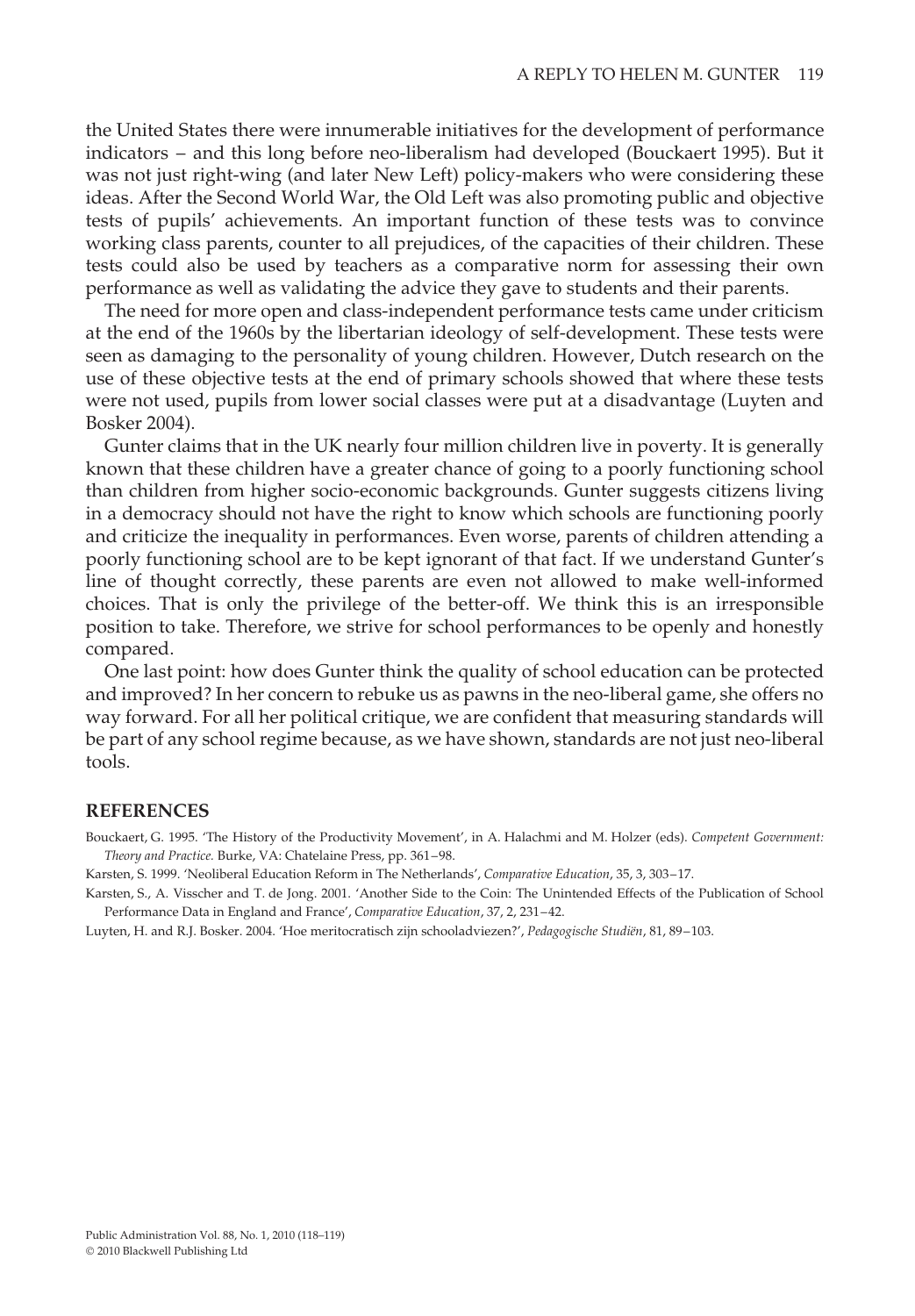the United States there were innumerable initiatives for the development of performance indicators – and this long before neo-liberalism had developed (Bouckaert 1995). But it was not just right-wing (and later New Left) policy-makers who were considering these ideas. After the Second World War, the Old Left was also promoting public and objective tests of pupils' achievements. An important function of these tests was to convince working class parents, counter to all prejudices, of the capacities of their children. These tests could also be used by teachers as a comparative norm for assessing their own performance as well as validating the advice they gave to students and their parents.

The need for more open and class-independent performance tests came under criticism at the end of the 1960s by the libertarian ideology of self-development. These tests were seen as damaging to the personality of young children. However, Dutch research on the use of these objective tests at the end of primary schools showed that where these tests were not used, pupils from lower social classes were put at a disadvantage (Luyten and Bosker 2004).

Gunter claims that in the UK nearly four million children live in poverty. It is generally known that these children have a greater chance of going to a poorly functioning school than children from higher socio-economic backgrounds. Gunter suggests citizens living in a democracy should not have the right to know which schools are functioning poorly and criticize the inequality in performances. Even worse, parents of children attending a poorly functioning school are to be kept ignorant of that fact. If we understand Gunter's line of thought correctly, these parents are even not allowed to make well-informed choices. That is only the privilege of the better-off. We think this is an irresponsible position to take. Therefore, we strive for school performances to be openly and honestly compared.

One last point: how does Gunter think the quality of school education can be protected and improved? In her concern to rebuke us as pawns in the neo-liberal game, she offers no way forward. For all her political critique, we are confident that measuring standards will be part of any school regime because, as we have shown, standards are not just neo-liberal tools.

## REFERENCES

Bouckaert, G. 1995. 'The History of the Productivity Movement', in A. Halachmi and M. Holzer (eds). *Competent Government: Theory and Practice.* Burke, VA: Chatelaine Press, pp. 361–98.

Karsten, S. 1999. 'Neoliberal Education Reform in The Netherlands', *Comparative Education*, 35, 3, 303–17.

Karsten, S., A. Visscher and T. de Jong. 2001. 'Another Side to the Coin: The Unintended Effects of the Publication of School Performance Data in England and France', *Comparative Education*, 37, 2, 231–42.

Luyten, H. and R.J. Bosker. 2004. 'Hoe meritocratisch zijn schooladviezen?', *Pedagogische Studiën*, 81, 89–103.